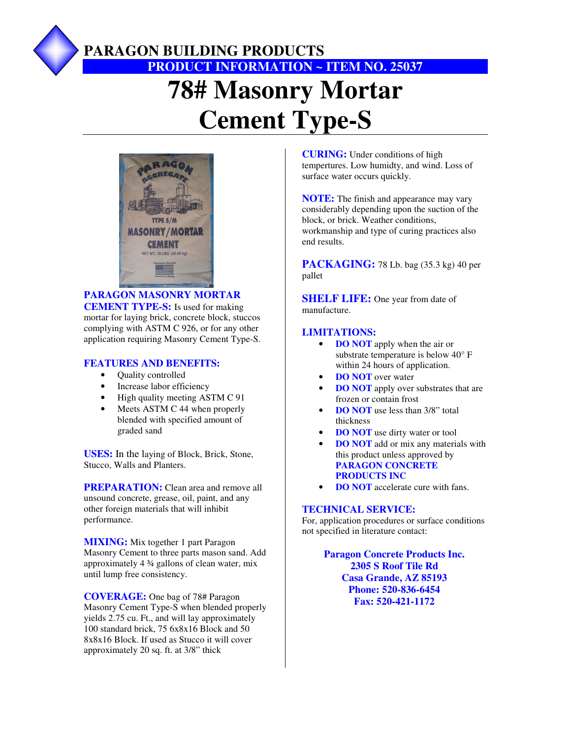# PARAGON BUILDING PRODUCTS

## PRODUCT INFORMATION ~ ITEM NO. 25037

# 78# Masonry Mortar Cement Type-S

**PARAGON MASONRY MORTAR CEMENT TYPE-S:** Is used for making mortar for laying brick, concrete block, stuccos complying with ASTM C 926, or for any other application requiring Masonry Cement Type-S.

**FEATURES AND BENEFITS:**

- Quality controlled
- Increase labor efficiency
- High quality meeting ASTM C 91
- Meets ASTM C 44 when properly blended with specified amount of graded sand

**USES:** In the laying of Block, Brick, Stone, Stucco, Walls and Planters.

**PREPARATION:** Clean area and remove all unsound concrete, grease, oil, paint, and any other foreign materials that will inhibit performance.

**MIXING:** Mix together 1 part Paragon Masonry Cement to three parts mason sand. Add approximately 4 ¾ gallons of clean water, mix until lump free consistency.

**COVERAGE:** One bag of 78# Paragon Masonry Cement Type-S when blended properly yields 2.75 cu. Ft., and will lay approximately 100 standard brick, 75 6x8x16 Block and 50 8x8x16 Block. If used as Stucco it will cover approximately 20 sq. ft. at 3/8" thick

**CURING:** Under conditions of high tempertures. Low humidty, and wind. Loss of surface water occurs quickly.

**NOTE:** The finish and appearance may vary considerably depending upon the suction of the block, or brick. Weather conditions, workmanship and type of curing practices also end results.

**PACKAGING:** 78 Lb. bag (35.3 kg) 40 per pallet

**SHELF LIFE:** One year from date of manufacture.

**LIMITATIONS:**

- **DO NOT** apply when the air or substrate temperature is below 40° F within 24 hours of application.
- **DO NOT** over water
- **DO NOT** apply over substrates that are frozen or contain frost
- **DO NOT** use less than 3/8" total thickness
- **DO NOT** use dirty water or tool
- **DO NOT** add or mix any materials with this product unless approved by **PARAGON CONCRETE PRODUCTS INC**
- **DO NOT** accelerate cure with fans.

**TECHNICAL SERVICE:**

For, application procedures or surface conditions not specified in literature contact:

**Paragon Concrete Products Inc.**
**2305 S Roof Tile Rd**
**Casa Grande, AZ 85193**
**Phone: 520-836-6454**
**Fax: 520-421-1172**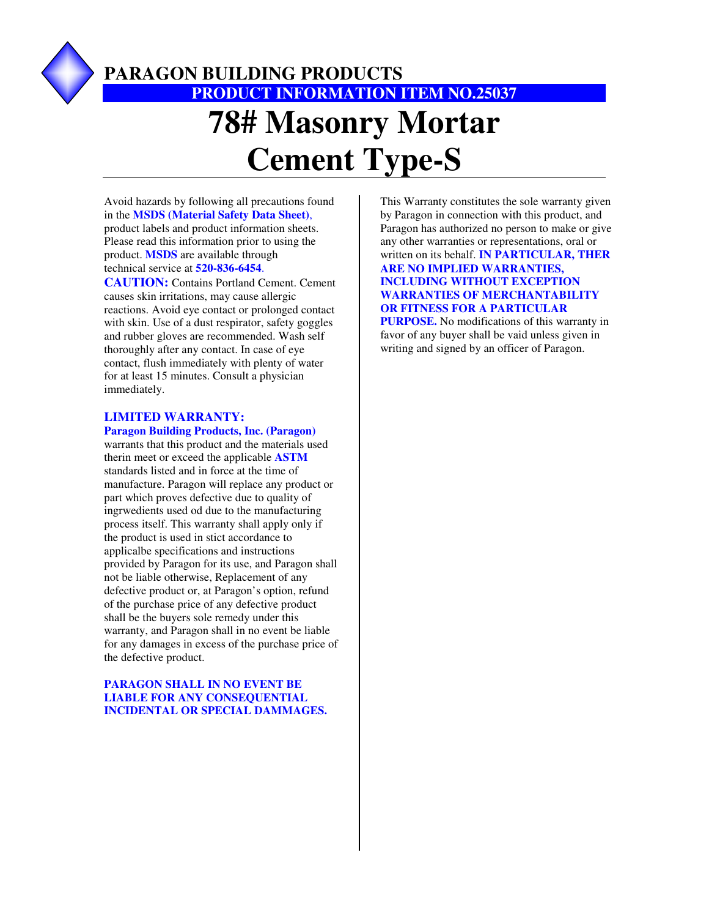# PARAGON BUILDING PRODUCTS

**PRODUCT INFORMATION ITEM NO.25037**

# 78# Masonry Mortar Cement Type-S

Avoid hazards by following all precautions found in the **MSDS (Material Safety Data Sheet)**, product labels and product information sheets. Please read this information prior to using the product. **MSDS** are available through technical service at **520-836-6454**.

**CAUTION:** Contains Portland Cement. Cement causes skin irritations, may cause allergic reactions. Avoid eye contact or prolonged contact with skin. Use of a dust respirator, safety goggles and rubber gloves are recommended. Wash self thoroughly after any contact. In case of eye contact, flush immediately with plenty of water for at least 15 minutes. Consult a physician immediately.

**LIMITED WARRANTY:**

**Paragon Building Products, Inc. (Paragon)** warrants that this product and the materials used therin meet or exceed the applicable **ASTM** standards listed and in force at the time of manufacture. Paragon will replace any product or part which proves defective due to quality of ingrwedients used od due to the manufacturing process itself. This warranty shall apply only if the product is used in stict accordance to applicalbe specifications and instructions provided by Paragon for its use, and Paragon shall not be liable otherwise, Replacement of any defective product or, at Paragon's option, refund of the purchase price of any defective product shall be the buyers sole remedy under this warranty, and Paragon shall in no event be liable for any damages in excess of the purchase price of the defective product.

**PARAGON SHALL IN NO EVENT BE LIABLE FOR ANY CONSEQUENTIAL INCIDENTAL OR SPECIAL DAMMAGES.**

This Warranty constitutes the sole warranty given by Paragon in connection with this product, and Paragon has authorized no person to make or give any other warranties or representations, oral or written on its behalf. **IN PARTICULAR, THER ARE NO IMPLIED WARRANTIES, INCLUDING WITHOUT EXCEPTION WARRANTIES OF MERCHANTABILITY OR FITNESS FOR A PARTICULAR PURPOSE.** No modifications of this warranty in favor of any buyer shall be vaid unless given in writing and signed by an officer of Paragon.